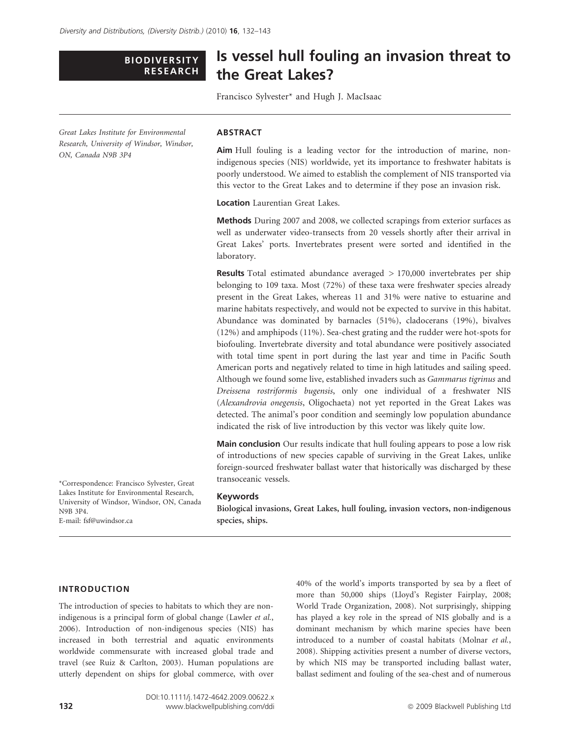BIODIVERSITY RESEARCH

# Is vessel hull fouling an invasion threat to the Great Lakes?

Francisco Sylvester* and Hugh J. MacIsaac

Great Lakes Institute for Environmental Research, University of Windsor, Windsor, ON, Canada N9B 3P4

*Correspondence: Francisco Sylvester, Great Lakes Institute for Environmental Research, University of Windsor, Windsor, ON, Canada N9B 3P4.
E-mail: fsf@uwindsor.ca

## ABSTRACT

**Aim** Hull fouling is a leading vector for the introduction of marine, non-indigenous species (NIS) worldwide, yet its importance to freshwater habitats is poorly understood. We aimed to establish the complement of NIS transported via this vector to the Great Lakes and to determine if they pose an invasion risk.

**Location** Laurentian Great Lakes.

**Methods** During 2007 and 2008, we collected scrapings from exterior surfaces as well as underwater video-transects from 20 vessels shortly after their arrival in Great Lakes' ports. Invertebrates present were sorted and identified in the laboratory.

**Results** Total estimated abundance averaged > 170,000 invertebrates per ship belonging to 109 taxa. Most (72%) of these taxa were freshwater species already present in the Great Lakes, whereas 11 and 31% were native to estuarine and marine habitats respectively, and would not be expected to survive in this habitat. Abundance was dominated by barnacles (51%), cladocerans (19%), bivalves (12%) and amphipods (11%). Sea-chest grating and the rudder were hot-spots for biofouling. Invertebrate diversity and total abundance were positively associated with total time spent in port during the last year and time in Pacific South American ports and negatively related to time in high latitudes and sailing speed. Although we found some live, established invaders such as *Gammarus tigrinus* and *Dreissena rostriformis bugensis*, only one individual of a freshwater NIS (*Alexandrovia onegensis*, Oligochaeta) not yet reported in the Great Lakes was detected. The animal's poor condition and seemingly low population abundance indicated the risk of live introduction by this vector was likely quite low.

**Main conclusion** Our results indicate that hull fouling appears to pose a low risk of introductions of new species capable of surviving in the Great Lakes, unlike foreign-sourced freshwater ballast water that historically was discharged by these transoceanic vessels.

**Keywords**
Biological invasions, Great Lakes, hull fouling, invasion vectors, non-indigenous species, ships.

## INTRODUCTION

The introduction of species to habitats to which they are non-indigenous is a principal form of global change (Lawler *et al.*, 2006). Introduction of non-indigenous species (NIS) has increased in both terrestrial and aquatic environments worldwide commensurate with increased global trade and travel (see Ruiz & Carlton, 2003). Human populations are utterly dependent on ships for global commerce, with over 40% of the world's imports transported by sea by a fleet of more than 50,000 ships (Lloyd's Register Fairplay, 2008; World Trade Organization, 2008). Not surprisingly, shipping has played a key role in the spread of NIS globally and is a dominant mechanism by which marine species have been introduced to a number of coastal habitats (Molnar *et al.*, 2008). Shipping activities present a number of diverse vectors, by which NIS may be transported including ballast water, ballast sediment and fouling of the sea-chest and of numerous

DOI:10.1111/j.1472-4642.2009.00622.x
www.blackwellpublishing.com/ddi

© 2009 Blackwell Publishing Ltd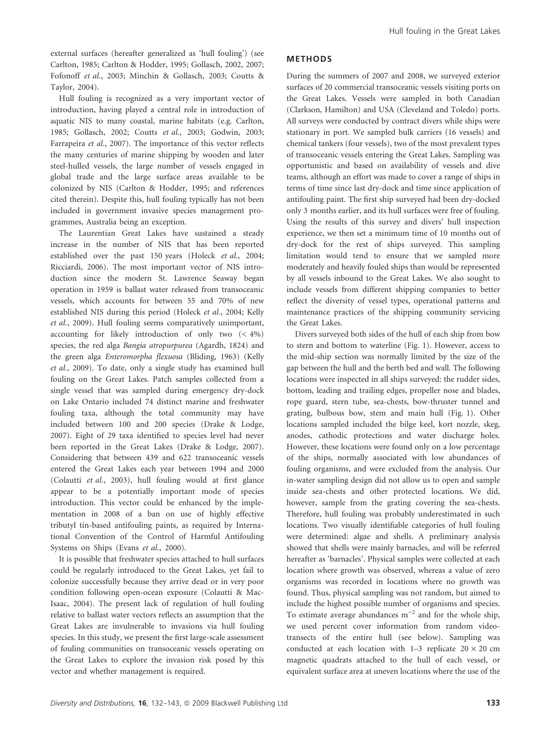external surfaces (hereafter generalized as 'hull fouling') (see Carlton, 1985; Carlton & Hodder, 1995; Gollasch, 2002, 2007; Fofonoff *et al.*, 2003; Minchin & Gollasch, 2003; Coutts & Taylor, 2004).

Hull fouling is recognized as a very important vector of introduction, having played a central role in introduction of aquatic NIS to many coastal, marine habitats (e.g. Carlton, 1985; Gollasch, 2002; Coutts *et al.*, 2003; Godwin, 2003; Farrapeira *et al.*, 2007). The importance of this vector reflects the many centuries of marine shipping by wooden and later steel-hulled vessels, the large number of vessels engaged in global trade and the large surface areas available to be colonized by NIS (Carlton & Hodder, 1995; and references cited therein). Despite this, hull fouling typically has not been included in government invasive species management programmes, Australia being an exception.

The Laurentian Great Lakes have sustained a steady increase in the number of NIS that has been reported established over the past 150 years (Holeck *et al.*, 2004; Ricciardi, 2006). The most important vector of NIS introduction since the modern St. Lawrence Seaway began operation in 1959 is ballast water released from transoceanic vessels, which accounts for between 55 and 70% of new established NIS during this period (Holeck *et al.*, 2004; Kelly *et al.*, 2009). Hull fouling seems comparatively unimportant, accounting for likely introduction of only two (< 4%) species, the red alga *Bangia atropurpurea* (Agardh, 1824) and the green alga *Enteromorpha flexuosa* (Bliding, 1963) (Kelly *et al.*, 2009). To date, only a single study has examined hull fouling on the Great Lakes. Patch samples collected from a single vessel that was sampled during emergency dry-dock on Lake Ontario included 74 distinct marine and freshwater fouling taxa, although the total community may have included between 100 and 200 species (Drake & Lodge, 2007). Eight of 29 taxa identified to species level had never been reported in the Great Lakes (Drake & Lodge, 2007). Considering that between 439 and 622 transoceanic vessels entered the Great Lakes each year between 1994 and 2000 (Colautti *et al.*, 2003), hull fouling would at first glance appear to be a potentially important mode of species introduction. This vector could be enhanced by the implementation in 2008 of a ban on use of highly effective tributyl tin-based antifouling paints, as required by International Convention of the Control of Harmful Antifouling Systems on Ships (Evans *et al.*, 2000).

It is possible that freshwater species attached to hull surfaces could be regularly introduced to the Great Lakes, yet fail to colonize successfully because they arrive dead or in very poor condition following open-ocean exposure (Colautti & MacIsaac, 2004). The present lack of regulation of hull fouling relative to ballast water vectors reflects an assumption that the Great Lakes are invulnerable to invasions via hull fouling species. In this study, we present the first large-scale assessment of fouling communities on transoceanic vessels operating on the Great Lakes to explore the invasion risk posed by this vector and whether management is required.

## METHODS

During the summers of 2007 and 2008, we surveyed exterior surfaces of 20 commercial transoceanic vessels visiting ports on the Great Lakes. Vessels were sampled in both Canadian (Clarkson, Hamilton) and USA (Cleveland and Toledo) ports. All surveys were conducted by contract divers while ships were stationary in port. We sampled bulk carriers (16 vessels) and chemical tankers (four vessels), two of the most prevalent types of transoceanic vessels entering the Great Lakes. Sampling was opportunistic and based on availability of vessels and dive teams, although an effort was made to cover a range of ships in terms of time since last dry-dock and time since application of antifouling paint. The first ship surveyed had been dry-docked only 3 months earlier, and its hull surfaces were free of fouling. Using the results of this survey and divers' hull inspection experience, we then set a minimum time of 10 months out of dry-dock for the rest of ships surveyed. This sampling limitation would tend to ensure that we sampled more moderately and heavily fouled ships than would be represented by all vessels inbound to the Great Lakes. We also sought to include vessels from different shipping companies to better reflect the diversity of vessel types, operational patterns and maintenance practices of the shipping community servicing the Great Lakes.

Divers surveyed both sides of the hull of each ship from bow to stern and bottom to waterline (Fig. 1). However, access to the mid-ship section was normally limited by the size of the gap between the hull and the berth bed and wall. The following locations were inspected in all ships surveyed: the rudder sides, bottom, leading and trailing edges, propeller nose and blades, rope guard, stern tube, sea-chests, bow-thruster tunnel and grating, bulbous bow, stem and main hull (Fig. 1). Other locations sampled included the bilge keel, kort nozzle, skeg, anodes, cathodic protections and water discharge holes. However, these locations were found only on a low percentage of the ships, normally associated with low abundances of fouling organisms, and were excluded from the analysis. Our in-water sampling design did not allow us to open and sample inside sea-chests and other protected locations. We did, however, sample from the grating covering the sea-chests. Therefore, hull fouling was probably underestimated in such locations. Two visually identifiable categories of hull fouling were determined: algae and shells. A preliminary analysis showed that shells were mainly barnacles, and will be referred hereafter as 'barnacles'. Physical samples were collected at each location where growth was observed, whereas a value of zero organisms was recorded in locations where no growth was found. Thus, physical sampling was not random, but aimed to include the highest possible number of organisms and species. To estimate average abundances $m^{-2}$ and for the whole ship, we used percent cover information from random video-transects of the entire hull (see below). Sampling was conducted at each location with 1–3 replicate $20 \times 20$ cm magnetic quadrats attached to the hull of each vessel, or equivalent surface area at uneven locations where the use of the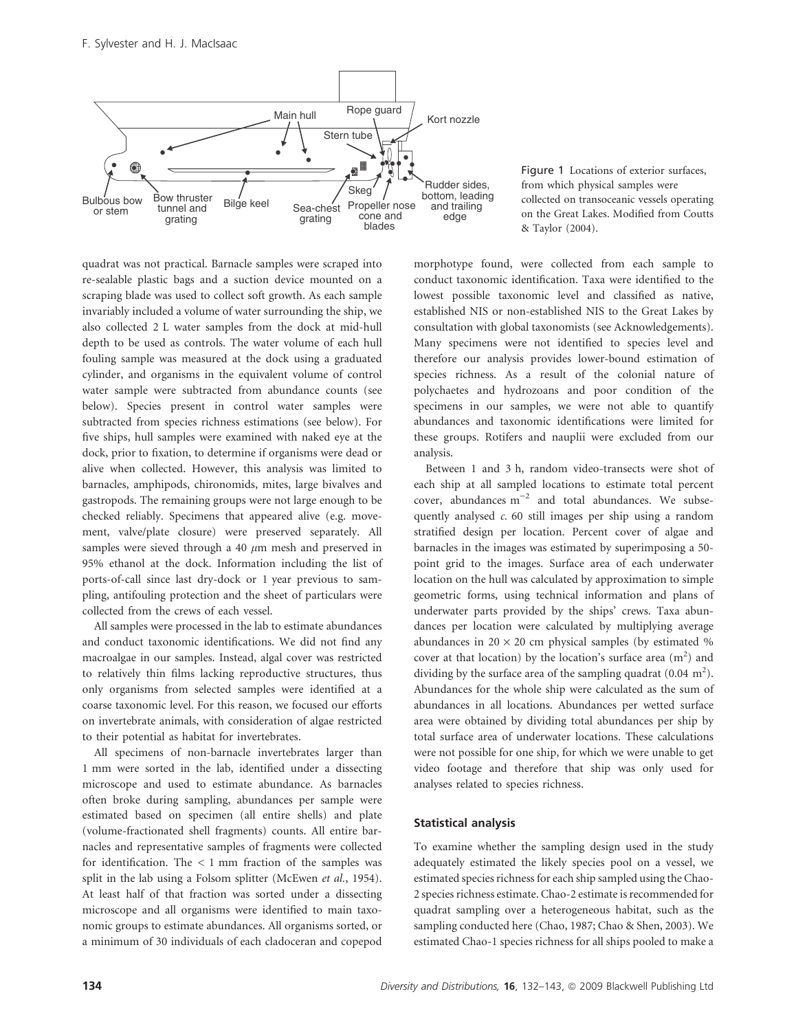Main hull

Rope guard

Kort nozzle

Stern tube

Skeg

Rudder sides, bottom, leading and trailing edge

Bulbous bow or stem

Bow thruster tunnel and grating

Bilge keel

Sea-chest grating

Propeller nose cone and blades

Figure 1 Locations of exterior surfaces, from which physical samples were collected on transoceanic vessels operating on the Great Lakes. Modified from Coutts & Taylor (2004).

quadrat was not practical. Barnacle samples were scraped into re-sealable plastic bags and a suction device mounted on a scraping blade was used to collect soft growth. As each sample invariably included a volume of water surrounding the ship, we also collected 2 L water samples from the dock at mid-hull depth to be used as controls. The water volume of each hull fouling sample was measured at the dock using a graduated cylinder, and organisms in the equivalent volume of control water sample were subtracted from abundance counts (see below). Species present in control water samples were subtracted from species richness estimations (see below). For five ships, hull samples were examined with naked eye at the dock, prior to fixation, to determine if organisms were dead or alive when collected. However, this analysis was limited to barnacles, amphipods, chironomids, mites, large bivalves and gastropods. The remaining groups were not large enough to be checked reliably. Specimens that appeared alive (e.g. movement, valve/plate closure) were preserved separately. All samples were sieved through a 40 $\mu$m mesh and preserved in 95% ethanol at the dock. Information including the list of ports-of-call since last dry-dock or 1 year previous to sampling, antifouling protection and the sheet of particulars were collected from the crews of each vessel.

All samples were processed in the lab to estimate abundances and conduct taxonomic identifications. We did not find any macroalgae in our samples. Instead, algal cover was restricted to relatively thin films lacking reproductive structures, thus only organisms from selected samples were identified at a coarse taxonomic level. For this reason, we focused our efforts on invertebrate animals, with consideration of algae restricted to their potential as habitat for invertebrates.

All specimens of non-barnacle invertebrates larger than 1 mm were sorted in the lab, identified under a dissecting microscope and used to estimate abundance. As barnacles often broke during sampling, abundances per sample were estimated based on specimen (all entire shells) and plate (volume-fractionated shell fragments) counts. All entire barnacles and representative samples of fragments were collected for identification. The < 1 mm fraction of the samples was split in the lab using a Folsom splitter (McEwen *et al.*, 1954). At least half of that fraction was sorted under a dissecting microscope and all organisms were identified to main taxonomic groups to estimate abundances. All organisms sorted, or a minimum of 30 individuals of each cladoceran and copepod morphotype found, were collected from each sample to conduct taxonomic identification. Taxa were identified to the lowest possible taxonomic level and classified as native, established NIS or non-established NIS to the Great Lakes by consultation with global taxonomists (see Acknowledgements). Many specimens were not identified to species level and therefore our analysis provides lower-bound estimation of species richness. As a result of the colonial nature of polychaetes and hydrozoans and poor condition of the specimens in our samples, we were not able to quantify abundances and taxonomic identifications were limited for these groups. Rotifers and nauplii were excluded from our analysis.

Between 1 and 3 h, random video-transects were shot of each ship at all sampled locations to estimate total percent cover, abundances $m^{-2}$ and total abundances. We subsequently analysed *c.* 60 still images per ship using a random stratified design per location. Percent cover of algae and barnacles in the images was estimated by superimposing a 50-point grid to the images. Surface area of each underwater location on the hull was calculated by approximation to simple geometric forms, using technical information and plans of underwater parts provided by the ships' crews. Taxa abundances per location were calculated by multiplying average abundances in $20 \times 20$ cm physical samples (by estimated % cover at that location) by the location's surface area ($m^2$) and dividing by the surface area of the sampling quadrat (0.04 $m^2$). Abundances for the whole ship were calculated as the sum of abundances in all locations. Abundances per wetted surface area were obtained by dividing total abundances per ship by total surface area of underwater locations. These calculations were not possible for one ship, for which we were unable to get video footage and therefore that ship was only used for analyses related to species richness.

### Statistical analysis

To examine whether the sampling design used in the study adequately estimated the likely species pool on a vessel, we estimated species richness for each ship sampled using the Chao-2 species richness estimate. Chao-2 estimate is recommended for quadrat sampling over a heterogeneous habitat, such as the sampling conducted here (Chao, 1987; Chao & Shen, 2003). We estimated Chao-1 species richness for all ships pooled to make a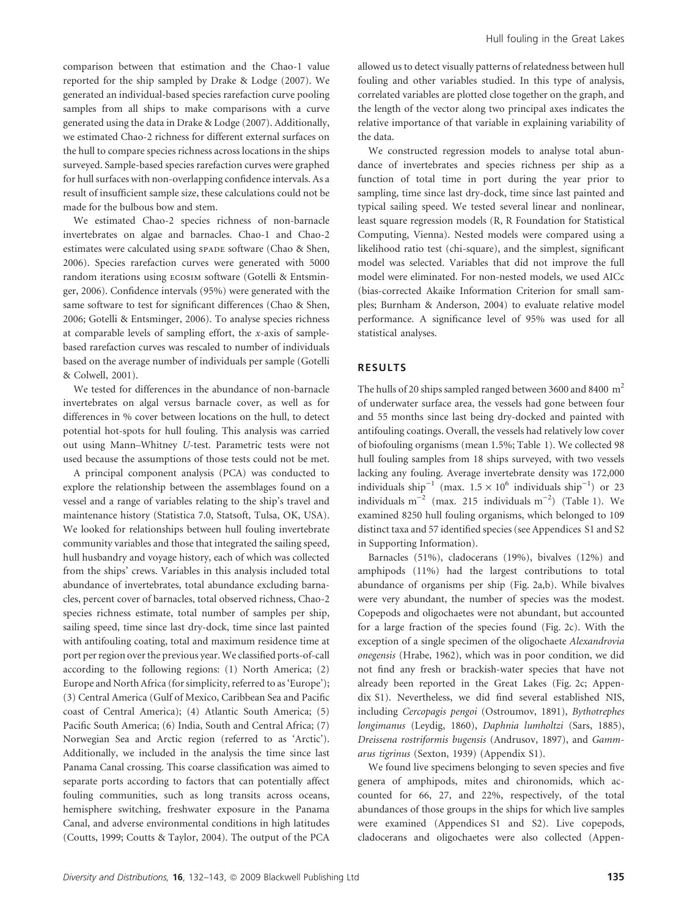comparison between that estimation and the Chao-1 value reported for the ship sampled by Drake & Lodge (2007). We generated an individual-based species rarefaction curve pooling samples from all ships to make comparisons with a curve generated using the data in Drake & Lodge (2007). Additionally, we estimated Chao-2 richness for different external surfaces on the hull to compare species richness across locations in the ships surveyed. Sample-based species rarefaction curves were graphed for hull surfaces with non-overlapping confidence intervals. As a result of insufficient sample size, these calculations could not be made for the bulbous bow and stem.

We estimated Chao-2 species richness of non-barnacle invertebrates on algae and barnacles. Chao-1 and Chao-2 estimates were calculated using SPADE software (Chao & Shen, 2006). Species rarefaction curves were generated with 5000 random iterations using ECOSIM software (Gotelli & Entsminger, 2006). Confidence intervals (95%) were generated with the same software to test for significant differences (Chao & Shen, 2006; Gotelli & Entsminger, 2006). To analyse species richness at comparable levels of sampling effort, the *x*-axis of sample-based rarefaction curves was rescaled to number of individuals based on the average number of individuals per sample (Gotelli & Colwell, 2001).

We tested for differences in the abundance of non-barnacle invertebrates on algal versus barnacle cover, as well as for differences in % cover between locations on the hull, to detect potential hot-spots for hull fouling. This analysis was carried out using Mann–Whitney *U*-test. Parametric tests were not used because the assumptions of those tests could not be met.

A principal component analysis (PCA) was conducted to explore the relationship between the assemblages found on a vessel and a range of variables relating to the ship's travel and maintenance history (Statistica 7.0, Statsoft, Tulsa, OK, USA). We looked for relationships between hull fouling invertebrate community variables and those that integrated the sailing speed, hull husbandry and voyage history, each of which was collected from the ships' crews. Variables in this analysis included total abundance of invertebrates, total abundance excluding barnacles, percent cover of barnacles, total observed richness, Chao-2 species richness estimate, total number of samples per ship, sailing speed, time since last dry-dock, time since last painted with antifouling coating, total and maximum residence time at port per region over the previous year. We classified ports-of-call according to the following regions: (1) North America; (2) Europe and North Africa (for simplicity, referred to as 'Europe'); (3) Central America (Gulf of Mexico, Caribbean Sea and Pacific coast of Central America); (4) Atlantic South America; (5) Pacific South America; (6) India, South and Central Africa; (7) Norwegian Sea and Arctic region (referred to as 'Arctic'). Additionally, we included in the analysis the time since last Panama Canal crossing. This coarse classification was aimed to separate ports according to factors that can potentially affect fouling communities, such as long transits across oceans, hemisphere switching, freshwater exposure in the Panama Canal, and adverse environmental conditions in high latitudes (Coutts, 1999; Coutts & Taylor, 2004). The output of the PCA allowed us to detect visually patterns of relatedness between hull fouling and other variables studied. In this type of analysis, correlated variables are plotted close together on the graph, and the length of the vector along two principal axes indicates the relative importance of that variable in explaining variability of the data.

We constructed regression models to analyse total abundance of invertebrates and species richness per ship as a function of total time in port during the year prior to sampling, time since last dry-dock, time since last painted and typical sailing speed. We tested several linear and nonlinear, least square regression models (R, R Foundation for Statistical Computing, Vienna). Nested models were compared using a likelihood ratio test (chi-square), and the simplest, significant model was selected. Variables that did not improve the full model were eliminated. For non-nested models, we used AICc (bias-corrected Akaike Information Criterion for small samples; Burnham & Anderson, 2004) to evaluate relative model performance. A significance level of 95% was used for all statistical analyses.

## RESULTS

The hulls of 20 ships sampled ranged between 3600 and 8400 $m^2$ of underwater surface area, the vessels had gone between four and 55 months since last being dry-docked and painted with antifouling coatings. Overall, the vessels had relatively low cover of biofouling organisms (mean 1.5%; Table 1). We collected 98 hull fouling samples from 18 ships surveyed, with two vessels lacking any fouling. Average invertebrate density was 172,000 individuals $ship^{-1}$ (max. $1.5 \times 10^6$ individuals $ship^{-1}$) or 23 individuals $m^{-2}$ (max. 215 individuals $m^{-2}$) (Table 1). We examined 8250 hull fouling organisms, which belonged to 109 distinct taxa and 57 identified species (see Appendices S1 and S2 in Supporting Information).

Barnacles (51%), cladocerans (19%), bivalves (12%) and amphipods (11%) had the largest contributions to total abundance of organisms per ship (Fig. 2a,b). While bivalves were very abundant, the number of species was the modest. Copepods and oligochaetes were not abundant, but accounted for a large fraction of the species found (Fig. 2c). With the exception of a single specimen of the oligochaete *Alexandrovia onegensis* (Hrabe, 1962), which was in poor condition, we did not find any fresh or brackish-water species that have not already been reported in the Great Lakes (Fig. 2c; Appendix S1). Nevertheless, we did find several established NIS, including *Cercopagis pengoi* (Ostroumov, 1891), *Bythotrephes longimanus* (Leydig, 1860), *Daphnia lumholtzi* (Sars, 1885), *Dreissena rostriformis bugensis* (Andrusov, 1897), and *Gammarus tigrinus* (Sexton, 1939) (Appendix S1).

We found live specimens belonging to seven species and five genera of amphipods, mites and chironomids, which accounted for 66, 27, and 22%, respectively, of the total abundances of those groups in the ships for which live samples were examined (Appendices S1 and S2). Live copepods, cladocerans and oligochaetes were also collected (Appen-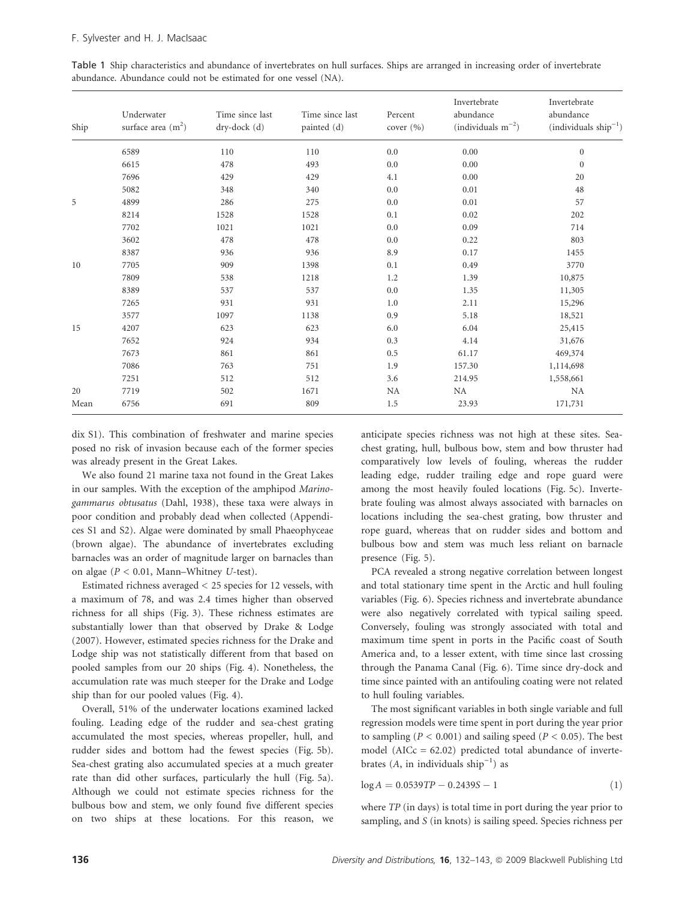Table 1 Ship characteristics and abundance of invertebrates on hull surfaces. Ships are arranged in increasing order of invertebrate abundance. Abundance could not be estimated for one vessel (NA).

| Ship | Underwater surface area ($m^2$) | Time since last dry-dock (d) | Time since last painted (d) | Percent cover (%) | Invertebrate abundance (individuals $m^{-2}$) | Invertebrate abundance (individuals $ship^{-1}$) |
|---|---|---|---|---|---|---|
| | 6589 | 110 | 110 | 0.0 | 0.00 | 0 |
| | 6615 | 478 | 493 | 0.0 | 0.00 | 0 |
| | 7696 | 429 | 429 | 4.1 | 0.00 | 20 |
| | 5082 | 348 | 340 | 0.0 | 0.01 | 48 |
| 5 | 4899 | 286 | 275 | 0.0 | 0.01 | 57 |
| | 8214 | 1528 | 1528 | 0.1 | 0.02 | 202 |
| | 7702 | 1021 | 1021 | 0.0 | 0.09 | 714 |
| | 3602 | 478 | 478 | 0.0 | 0.22 | 803 |
| | 8387 | 936 | 936 | 8.9 | 0.17 | 1455 |
| 10 | 7705 | 909 | 1398 | 0.1 | 0.49 | 3770 |
| | 7809 | 538 | 1218 | 1.2 | 1.39 | 10,875 |
| | 8389 | 537 | 537 | 0.0 | 1.35 | 11,305 |
| | 7265 | 931 | 931 | 1.0 | 2.11 | 15,296 |
| | 3577 | 1097 | 1138 | 0.9 | 5.18 | 18,521 |
| 15 | 4207 | 623 | 623 | 6.0 | 6.04 | 25,415 |
| | 7652 | 924 | 934 | 0.3 | 4.14 | 31,676 |
| | 7673 | 861 | 861 | 0.5 | 61.17 | 469,374 |
| | 7086 | 763 | 751 | 1.9 | 157.30 | 1,114,698 |
| | 7251 | 512 | 512 | 3.6 | 214.95 | 1,558,661 |
| 20 | 7719 | 502 | 1671 | NA | NA | NA |
| Mean | 6756 | 691 | 809 | 1.5 | 23.93 | 171,731 |

dix S1). This combination of freshwater and marine species posed no risk of invasion because each of the former species was already present in the Great Lakes.

We also found 21 marine taxa not found in the Great Lakes in our samples. With the exception of the amphipod *Marinogammarus obtusatus* (Dahl, 1938), these taxa were always in poor condition and probably dead when collected (Appendices S1 and S2). Algae were dominated by small Phaeophyceae (brown algae). The abundance of invertebrates excluding barnacles was an order of magnitude larger on barnacles than on algae ($P < 0.01$, Mann–Whitney *U*-test).

Estimated richness averaged < 25 species for 12 vessels, with a maximum of 78, and was 2.4 times higher than observed richness for all ships (Fig. 3). These richness estimates are substantially lower than that observed by Drake & Lodge (2007). However, estimated species richness for the Drake and Lodge ship was not statistically different from that based on pooled samples from our 20 ships (Fig. 4). Nonetheless, the accumulation rate was much steeper for the Drake and Lodge ship than for our pooled values (Fig. 4).

Overall, 51% of the underwater locations examined lacked fouling. Leading edge of the rudder and sea-chest grating accumulated the most species, whereas propeller, hull, and rudder sides and bottom had the fewest species (Fig. 5b). Sea-chest grating also accumulated species at a much greater rate than did other surfaces, particularly the hull (Fig. 5a). Although we could not estimate species richness for the bulbous bow and stem, we only found five different species on two ships at these locations. For this reason, we anticipate species richness was not high at these sites. Sea-chest grating, hull, bulbous bow, stem and bow thruster had comparatively low levels of fouling, whereas the rudder leading edge, rudder trailing edge and rope guard were among the most heavily fouled locations (Fig. 5c). Invertebrate fouling was almost always associated with barnacles on locations including the sea-chest grating, bow thruster and rope guard, whereas that on rudder sides and bottom and bulbous bow and stem was much less reliant on barnacle presence (Fig. 5).

PCA revealed a strong negative correlation between longest and total stationary time spent in the Arctic and hull fouling variables (Fig. 6). Species richness and invertebrate abundance were also negatively correlated with typical sailing speed. Conversely, fouling was strongly associated with total and maximum time spent in ports in the Pacific coast of South America and, to a lesser extent, with time since last crossing through the Panama Canal (Fig. 6). Time since dry-dock and time since painted with an antifouling coating were not related to hull fouling variables.

The most significant variables in both single variable and full regression models were time spent in port during the year prior to sampling ($P < 0.001$) and sailing speed ($P < 0.05$). The best model (AICc = 62.02) predicted total abundance of invertebrates ($A$, in individuals $ship^{-1}$) as

$$\log A = 0.0539TP - 0.2439S - 1 \quad (1)$$

where $TP$ (in days) is total time in port during the year prior to sampling, and $S$ (in knots) is sailing speed. Species richness per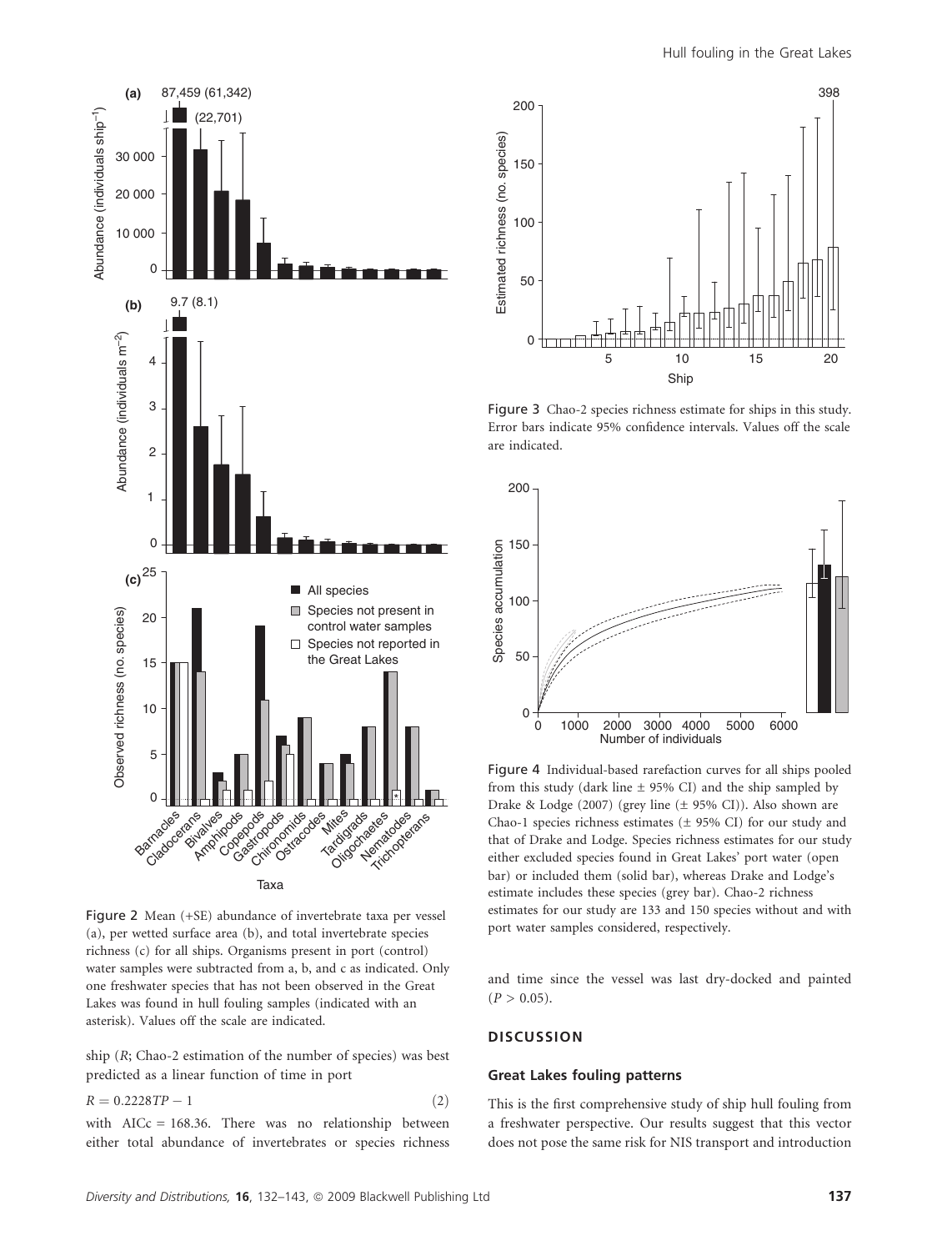Figure 2 Mean (+SE) abundance of invertebrate taxa per vessel (a), per wetted surface area (b), and total invertebrate species richness (c) for all ships. Organisms present in port (control) water samples were subtracted from a, b, and c as indicated. Only one freshwater species that has not been observed in the Great Lakes was found in hull fouling samples (indicated with an asterisk). Values off the scale are indicated.

ship ($R$; Chao-2 estimation of the number of species) was best predicted as a linear function of time in port

$$R = 0.2228TP - 1 \tag{2}$$

with AICc = 168.36. There was no relationship between either total abundance of invertebrates or species richness and time since the vessel was last dry-docked and painted ($P > 0.05$).

Figure 3 Chao-2 species richness estimate for ships in this study. Error bars indicate 95% confidence intervals. Values off the scale are indicated.

Figure 4 Individual-based rarefaction curves for all ships pooled from this study (dark line ± 95% CI) and the ship sampled by Drake & Lodge (2007) (grey line (± 95% CI)). Also shown are Chao-1 species richness estimates (± 95% CI) for our study and that of Drake and Lodge. Species richness estimates for our study either excluded species found in Great Lakes' port water (open bar) or included them (solid bar), whereas Drake and Lodge's estimate includes these species (grey bar). Chao-2 richness estimates for our study are 133 and 150 species without and with port water samples considered, respectively.

## DISCUSSION

### Great Lakes fouling patterns

This is the first comprehensive study of ship hull fouling from a freshwater perspective. Our results suggest that this vector does not pose the same risk for NIS transport and introduction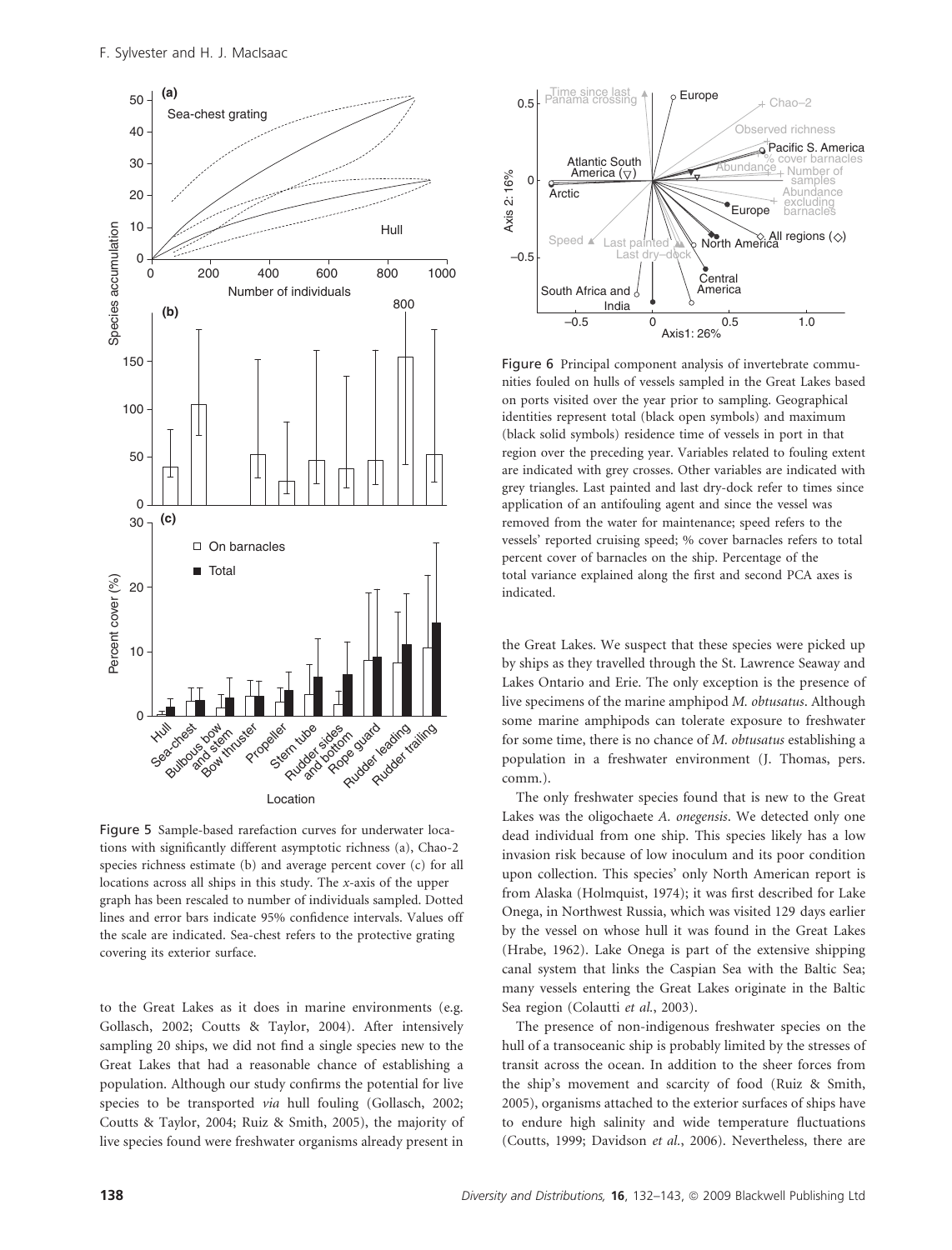Figure 5 Sample-based rarefaction curves for underwater locations with significantly different asymptotic richness (a), Chao-2 species richness estimate (b) and average percent cover (c) for all locations across all ships in this study. The *x*-axis of the upper graph has been rescaled to number of individuals sampled. Dotted lines and error bars indicate 95% confidence intervals. Values off the scale are indicated. Sea-chest refers to the protective grating covering its exterior surface.

Figure 6 Principal component analysis of invertebrate communities fouled on hulls of vessels sampled in the Great Lakes based on ports visited over the year prior to sampling. Geographical identities represent total (black open symbols) and maximum (black solid symbols) residence time of vessels in port in that region over the preceding year. Variables related to fouling extent are indicated with grey crosses. Other variables are indicated with grey triangles. Last painted and last dry-dock refer to times since application of an antifouling agent and since the vessel was removed from the water for maintenance; speed refers to the vessels' reported cruising speed; % cover barnacles refers to total percent cover of barnacles on the ship. Percentage of the total variance explained along the first and second PCA axes is indicated.

to the Great Lakes as it does in marine environments (e.g. Gollasch, 2002; Coutts & Taylor, 2004). After intensively sampling 20 ships, we did not find a single species new to the Great Lakes that had a reasonable chance of establishing a population. Although our study confirms the potential for live species to be transported *via* hull fouling (Gollasch, 2002; Coutts & Taylor, 2004; Ruiz & Smith, 2005), the majority of live species found were freshwater organisms already present in the Great Lakes. We suspect that these species were picked up by ships as they travelled through the St. Lawrence Seaway and Lakes Ontario and Erie. The only exception is the presence of live specimens of the marine amphipod *M. obtusatus*. Although some marine amphipods can tolerate exposure to freshwater for some time, there is no chance of *M. obtusatus* establishing a population in a freshwater environment (J. Thomas, pers. comm.).

The only freshwater species found that is new to the Great Lakes was the oligochaete *A. onegensis*. We detected only one dead individual from one ship. This species likely has a low invasion risk because of low inoculum and its poor condition upon collection. This species' only North American report is from Alaska (Holmquist, 1974); it was first described for Lake Onega, in Northwest Russia, which was visited 129 days earlier by the vessel on whose hull it was found in the Great Lakes (Hrabe, 1962). Lake Onega is part of the extensive shipping canal system that links the Caspian Sea with the Baltic Sea; many vessels entering the Great Lakes originate in the Baltic Sea region (Colautti *et al.*, 2003).

The presence of non-indigenous freshwater species on the hull of a transoceanic ship is probably limited by the stresses of transit across the ocean. In addition to the sheer forces from the ship's movement and scarcity of food (Ruiz & Smith, 2005), organisms attached to the exterior surfaces of ships have to endure high salinity and wide temperature fluctuations (Coutts, 1999; Davidson *et al.*, 2006). Nevertheless, there are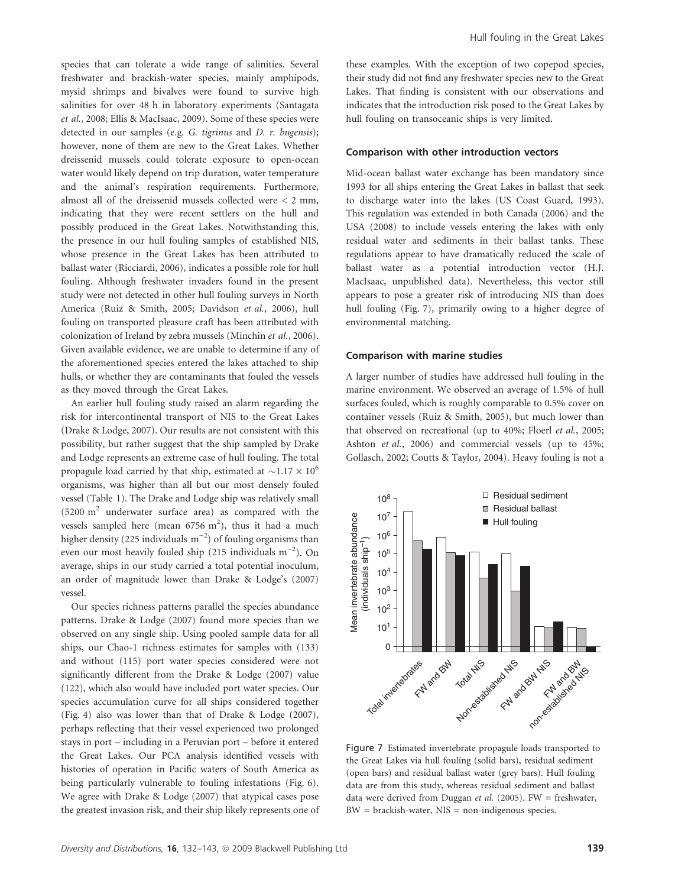species that can tolerate a wide range of salinities. Several freshwater and brackish-water species, mainly amphipods, mysid shrimps and bivalves were found to survive high salinities for over 48 h in laboratory experiments (Santagata *et al.*, 2008; Ellis & MacIsaac, 2009). Some of these species were detected in our samples (e.g. *G. tigrinus* and *D. r. bugensis*); however, none of them are new to the Great Lakes. Whether dreissenid mussels could tolerate exposure to open-ocean water would likely depend on trip duration, water temperature and the animal's respiration requirements. Furthermore, almost all of the dreissenid mussels collected were < 2 mm, indicating that they were recent settlers on the hull and possibly produced in the Great Lakes. Notwithstanding this, the presence in our hull fouling samples of established NIS, whose presence in the Great Lakes has been attributed to ballast water (Ricciardi, 2006), indicates a possible role for hull fouling. Although freshwater invaders found in the present study were not detected in other hull fouling surveys in North America (Ruiz & Smith, 2005; Davidson *et al.*, 2006), hull fouling on transported pleasure craft has been attributed with colonization of Ireland by zebra mussels (Minchin *et al.*, 2006). Given available evidence, we are unable to determine if any of the aforementioned species entered the lakes attached to ship hulls, or whether they are contaminants that fouled the vessels as they moved through the Great Lakes.

An earlier hull fouling study raised an alarm regarding the risk for intercontinental transport of NIS to the Great Lakes (Drake & Lodge, 2007). Our results are not consistent with this possibility, but rather suggest that the ship sampled by Drake and Lodge represents an extreme case of hull fouling. The total propagule load carried by that ship, estimated at $\sim 1.17 \times 10^6$ organisms, was higher than all but our most densely fouled vessel (Table 1). The Drake and Lodge ship was relatively small (5200 $m^2$ underwater surface area) as compared with the vessels sampled here (mean 6756 $m^2$), thus it had a much higher density (225 individuals $m^{-2}$) of fouling organisms than even our most heavily fouled ship (215 individuals $m^{-2}$). On average, ships in our study carried a total potential inoculum, an order of magnitude lower than Drake & Lodge's (2007) vessel.

Our species richness patterns parallel the species abundance patterns. Drake & Lodge (2007) found more species than we observed on any single ship. Using pooled sample data for all ships, our Chao-1 richness estimates for samples with (133) and without (115) port water species considered were not significantly different from the Drake & Lodge (2007) value (122), which also would have included port water species. Our species accumulation curve for all ships considered together (Fig. 4) also was lower than that of Drake & Lodge (2007), perhaps reflecting that their vessel experienced two prolonged stays in port – including in a Peruvian port – before it entered the Great Lakes. Our PCA analysis identified vessels with histories of operation in Pacific waters of South America as being particularly vulnerable to fouling infestations (Fig. 6). We agree with Drake & Lodge (2007) that atypical cases pose the greatest invasion risk, and their ship likely represents one of these examples. With the exception of two copepod species, their study did not find any freshwater species new to the Great Lakes. That finding is consistent with our observations and indicates that the introduction risk posed to the Great Lakes by hull fouling on transoceanic ships is very limited.

### Comparison with other introduction vectors

Mid-ocean ballast water exchange has been mandatory since 1993 for all ships entering the Great Lakes in ballast that seek to discharge water into the lakes (US Coast Guard, 1993). This regulation was extended in both Canada (2006) and the USA (2008) to include vessels entering the lakes with only residual water and sediments in their ballast tanks. These regulations appear to have dramatically reduced the scale of ballast water as a potential introduction vector (H.J. MacIsaac, unpublished data). Nevertheless, this vector still appears to pose a greater risk of introducing NIS than does hull fouling (Fig. 7), primarily owing to a higher degree of environmental matching.

### Comparison with marine studies

A larger number of studies have addressed hull fouling in the marine environment. We observed an average of 1.5% of hull surfaces fouled, which is roughly comparable to 0.5% cover on container vessels (Ruiz & Smith, 2005), but much lower than that observed on recreational (up to 40%; Floerl *et al.*, 2005; Ashton *et al.*, 2006) and commercial vessels (up to 45%; Gollasch, 2002; Coutts & Taylor, 2004). Heavy fouling is not a

Figure 7 Estimated invertebrate propagule loads transported to the Great Lakes via hull fouling (solid bars), residual sediment (open bars) and residual ballast water (grey bars). Hull fouling data are from this study, whereas residual sediment and ballast data were derived from Duggan *et al.* (2005). FW = freshwater, BW = brackish-water, NIS = non-indigenous species.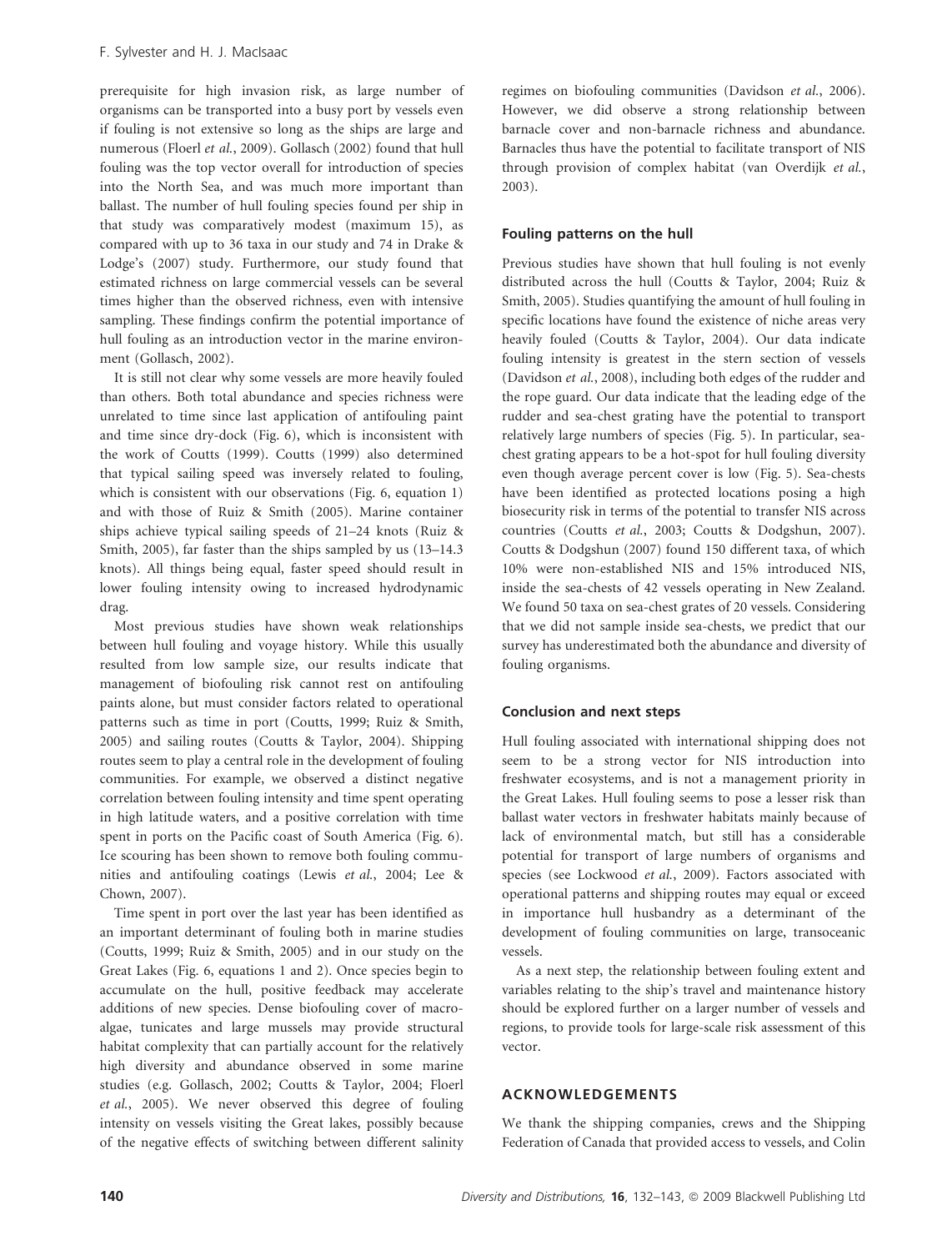prerequisite for high invasion risk, as large number of organisms can be transported into a busy port by vessels even if fouling is not extensive so long as the ships are large and numerous (Floerl *et al.*, 2009). Gollasch (2002) found that hull fouling was the top vector overall for introduction of species into the North Sea, and was much more important than ballast. The number of hull fouling species found per ship in that study was comparatively modest (maximum 15), as compared with up to 36 taxa in our study and 74 in Drake & Lodge's (2007) study. Furthermore, our study found that estimated richness on large commercial vessels can be several times higher than the observed richness, even with intensive sampling. These findings confirm the potential importance of hull fouling as an introduction vector in the marine environment (Gollasch, 2002).

It is still not clear why some vessels are more heavily fouled than others. Both total abundance and species richness were unrelated to time since last application of antifouling paint and time since dry-dock (Fig. 6), which is inconsistent with the work of Coutts (1999). Coutts (1999) also determined that typical sailing speed was inversely related to fouling, which is consistent with our observations (Fig. 6, equation 1) and with those of Ruiz & Smith (2005). Marine container ships achieve typical sailing speeds of 21–24 knots (Ruiz & Smith, 2005), far faster than the ships sampled by us (13–14.3 knots). All things being equal, faster speed should result in lower fouling intensity owing to increased hydrodynamic drag.

Most previous studies have shown weak relationships between hull fouling and voyage history. While this usually resulted from low sample size, our results indicate that management of biofouling risk cannot rest on antifouling paints alone, but must consider factors related to operational patterns such as time in port (Coutts, 1999; Ruiz & Smith, 2005) and sailing routes (Coutts & Taylor, 2004). Shipping routes seem to play a central role in the development of fouling communities. For example, we observed a distinct negative correlation between fouling intensity and time spent operating in high latitude waters, and a positive correlation with time spent in ports on the Pacific coast of South America (Fig. 6). Ice scouring has been shown to remove both fouling communities and antifouling coatings (Lewis *et al.*, 2004; Lee & Chown, 2007).

Time spent in port over the last year has been identified as an important determinant of fouling both in marine studies (Coutts, 1999; Ruiz & Smith, 2005) and in our study on the Great Lakes (Fig. 6, equations 1 and 2). Once species begin to accumulate on the hull, positive feedback may accelerate additions of new species. Dense biofouling cover of macroalgae, tunicates and large mussels may provide structural habitat complexity that can partially account for the relatively high diversity and abundance observed in some marine studies (e.g. Gollasch, 2002; Coutts & Taylor, 2004; Floerl *et al.*, 2005). We never observed this degree of fouling intensity on vessels visiting the Great lakes, possibly because of the negative effects of switching between different salinity regimes on biofouling communities (Davidson *et al.*, 2006). However, we did observe a strong relationship between barnacle cover and non-barnacle richness and abundance. Barnacles thus have the potential to facilitate transport of NIS through provision of complex habitat (van Overdijk *et al.*, 2003).

### Fouling patterns on the hull

Previous studies have shown that hull fouling is not evenly distributed across the hull (Coutts & Taylor, 2004; Ruiz & Smith, 2005). Studies quantifying the amount of hull fouling in specific locations have found the existence of niche areas very heavily fouled (Coutts & Taylor, 2004). Our data indicate fouling intensity is greatest in the stern section of vessels (Davidson *et al.*, 2008), including both edges of the rudder and the rope guard. Our data indicate that the leading edge of the rudder and sea-chest grating have the potential to transport relatively large numbers of species (Fig. 5). In particular, sea-chest grating appears to be a hot-spot for hull fouling diversity even though average percent cover is low (Fig. 5). Sea-chests have been identified as protected locations posing a high biosecurity risk in terms of the potential to transfer NIS across countries (Coutts *et al.*, 2003; Coutts & Dodgshun, 2007). Coutts & Dodgshun (2007) found 150 different taxa, of which 10% were non-established NIS and 15% introduced NIS, inside the sea-chests of 42 vessels operating in New Zealand. We found 50 taxa on sea-chest grates of 20 vessels. Considering that we did not sample inside sea-chests, we predict that our survey has underestimated both the abundance and diversity of fouling organisms.

### Conclusion and next steps

Hull fouling associated with international shipping does not seem to be a strong vector for NIS introduction into freshwater ecosystems, and is not a management priority in the Great Lakes. Hull fouling seems to pose a lesser risk than ballast water vectors in freshwater habitats mainly because of lack of environmental match, but still has a considerable potential for transport of large numbers of organisms and species (see Lockwood *et al.*, 2009). Factors associated with operational patterns and shipping routes may equal or exceed in importance hull husbandry as a determinant of the development of fouling communities on large, transoceanic vessels.

As a next step, the relationship between fouling extent and variables relating to the ship's travel and maintenance history should be explored further on a larger number of vessels and regions, to provide tools for large-scale risk assessment of this vector.

## ACKNOWLEDGEMENTS

We thank the shipping companies, crews and the Shipping Federation of Canada that provided access to vessels, and Colin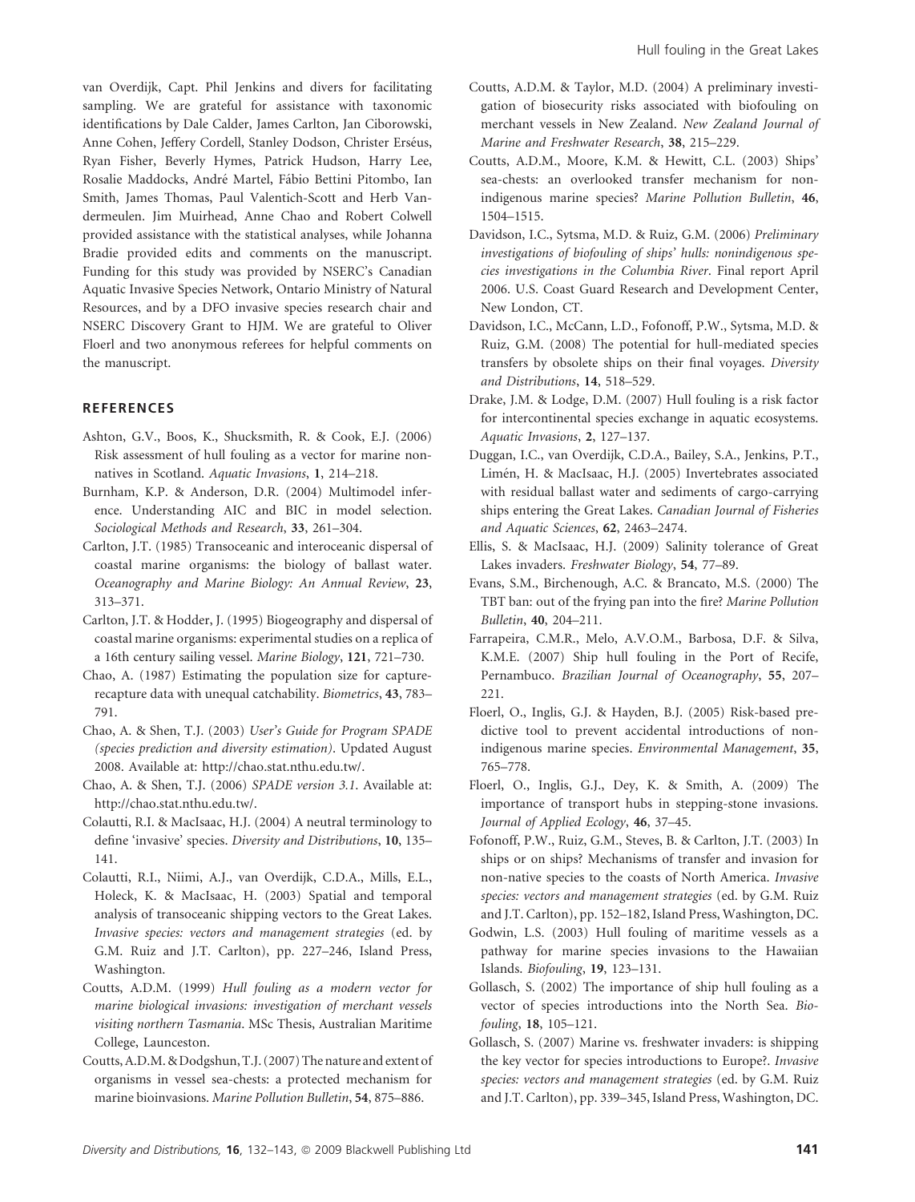van Overdijk, Capt. Phil Jenkins and divers for facilitating sampling. We are grateful for assistance with taxonomic identifications by Dale Calder, James Carlton, Jan Ciborowski, Anne Cohen, Jeffery Cordell, Stanley Dodson, Christer Erséus, Ryan Fisher, Beverly Hymes, Patrick Hudson, Harry Lee, Rosalie Maddocks, André Martel, Fábio Bettini Pitombo, Ian Smith, James Thomas, Paul Valentich-Scott and Herb Vandermeulen. Jim Muirhead, Anne Chao and Robert Colwell provided assistance with the statistical analyses, while Johanna Bradie provided edits and comments on the manuscript. Funding for this study was provided by NSERC's Canadian Aquatic Invasive Species Network, Ontario Ministry of Natural Resources, and by a DFO invasive species research chair and NSERC Discovery Grant to HJM. We are grateful to Oliver Floerl and two anonymous referees for helpful comments on the manuscript.

## REFERENCES

Ashton, G.V., Boos, K., Shucksmith, R. & Cook, E.J. (2006) Risk assessment of hull fouling as a vector for marine non-natives in Scotland. *Aquatic Invasions*, **1**, 214–218.

Burnham, K.P. & Anderson, D.R. (2004) Multimodel inference. Understanding AIC and BIC in model selection. *Sociological Methods and Research*, **33**, 261–304.

Carlton, J.T. (1985) Transoceanic and interoceanic dispersal of coastal marine organisms: the biology of ballast water. *Oceanography and Marine Biology: An Annual Review*, **23**, 313–371.

Carlton, J.T. & Hodder, J. (1995) Biogeography and dispersal of coastal marine organisms: experimental studies on a replica of a 16th century sailing vessel. *Marine Biology*, **121**, 721–730.

Chao, A. (1987) Estimating the population size for capture-recapture data with unequal catchability. *Biometrics*, **43**, 783–791.

Chao, A. & Shen, T.J. (2003) *User's Guide for Program SPADE (species prediction and diversity estimation)*. Updated August 2008. Available at: http://chao.stat.nthu.edu.tw/.

Chao, A. & Shen, T.J. (2006) *SPADE version 3.1*. Available at: http://chao.stat.nthu.edu.tw/.

Colautti, R.I. & MacIsaac, H.J. (2004) A neutral terminology to define 'invasive' species. *Diversity and Distributions*, **10**, 135–141.

Colautti, R.I., Niimi, A.J., van Overdijk, C.D.A., Mills, E.L., Holeck, K. & MacIsaac, H. (2003) Spatial and temporal analysis of transoceanic shipping vectors to the Great Lakes. *Invasive species: vectors and management strategies* (ed. by G.M. Ruiz and J.T. Carlton), pp. 227–246, Island Press, Washington.

Coutts, A.D.M. (1999) *Hull fouling as a modern vector for marine biological invasions: investigation of merchant vessels visiting northern Tasmania*. MSc Thesis, Australian Maritime College, Launceston.

Coutts, A.D.M. & Dodgshun, T.J. (2007) The nature and extent of organisms in vessel sea-chests: a protected mechanism for marine bioinvasions. *Marine Pollution Bulletin*, **54**, 875–886.

Coutts, A.D.M. & Taylor, M.D. (2004) A preliminary investigation of biosecurity risks associated with biofouling on merchant vessels in New Zealand. *New Zealand Journal of Marine and Freshwater Research*, **38**, 215–229.

Coutts, A.D.M., Moore, K.M. & Hewitt, C.L. (2003) Ships' sea-chests: an overlooked transfer mechanism for non-indigenous marine species? *Marine Pollution Bulletin*, **46**, 1504–1515.

Davidson, I.C., Sytsma, M.D. & Ruiz, G.M. (2006) *Preliminary investigations of biofouling of ships' hulls: nonindigenous species investigations in the Columbia River*. Final report April 2006. U.S. Coast Guard Research and Development Center, New London, CT.

Davidson, I.C., McCann, L.D., Fofonoff, P.W., Sytsma, M.D. & Ruiz, G.M. (2008) The potential for hull-mediated species transfers by obsolete ships on their final voyages. *Diversity and Distributions*, **14**, 518–529.

Drake, J.M. & Lodge, D.M. (2007) Hull fouling is a risk factor for intercontinental species exchange in aquatic ecosystems. *Aquatic Invasions*, **2**, 127–137.

Duggan, I.C., van Overdijk, C.D.A., Bailey, S.A., Jenkins, P.T., Limén, H. & MacIsaac, H.J. (2005) Invertebrates associated with residual ballast water and sediments of cargo-carrying ships entering the Great Lakes. *Canadian Journal of Fisheries and Aquatic Sciences*, **62**, 2463–2474.

Ellis, S. & MacIsaac, H.J. (2009) Salinity tolerance of Great Lakes invaders. *Freshwater Biology*, **54**, 77–89.

Evans, S.M., Birchenough, A.C. & Brancato, M.S. (2000) The TBT ban: out of the frying pan into the fire? *Marine Pollution Bulletin*, **40**, 204–211.

Farrapeira, C.M.R., Melo, A.V.O.M., Barbosa, D.F. & Silva, K.M.E. (2007) Ship hull fouling in the Port of Recife, Pernambuco. *Brazilian Journal of Oceanography*, **55**, 207–221.

Floerl, O., Inglis, G.J. & Hayden, B.J. (2005) Risk-based predictive tool to prevent accidental introductions of non-indigenous marine species. *Environmental Management*, **35**, 765–778.

Floerl, O., Inglis, G.J., Dey, K. & Smith, A. (2009) The importance of transport hubs in stepping-stone invasions. *Journal of Applied Ecology*, **46**, 37–45.

Fofonoff, P.W., Ruiz, G.M., Steves, B. & Carlton, J.T. (2003) In ships or on ships? Mechanisms of transfer and invasion for non-native species to the coasts of North America. *Invasive species: vectors and management strategies* (ed. by G.M. Ruiz and J.T. Carlton), pp. 152–182, Island Press, Washington, DC.

Godwin, L.S. (2003) Hull fouling of maritime vessels as a pathway for marine species invasions to the Hawaiian Islands. *Biofouling*, **19**, 123–131.

Gollasch, S. (2002) The importance of ship hull fouling as a vector of species introductions into the North Sea. *Biofouling*, **18**, 105–121.

Gollasch, S. (2007) Marine vs. freshwater invaders: is shipping the key vector for species introductions to Europe?. *Invasive species: vectors and management strategies* (ed. by G.M. Ruiz and J.T. Carlton), pp. 339–345, Island Press, Washington, DC.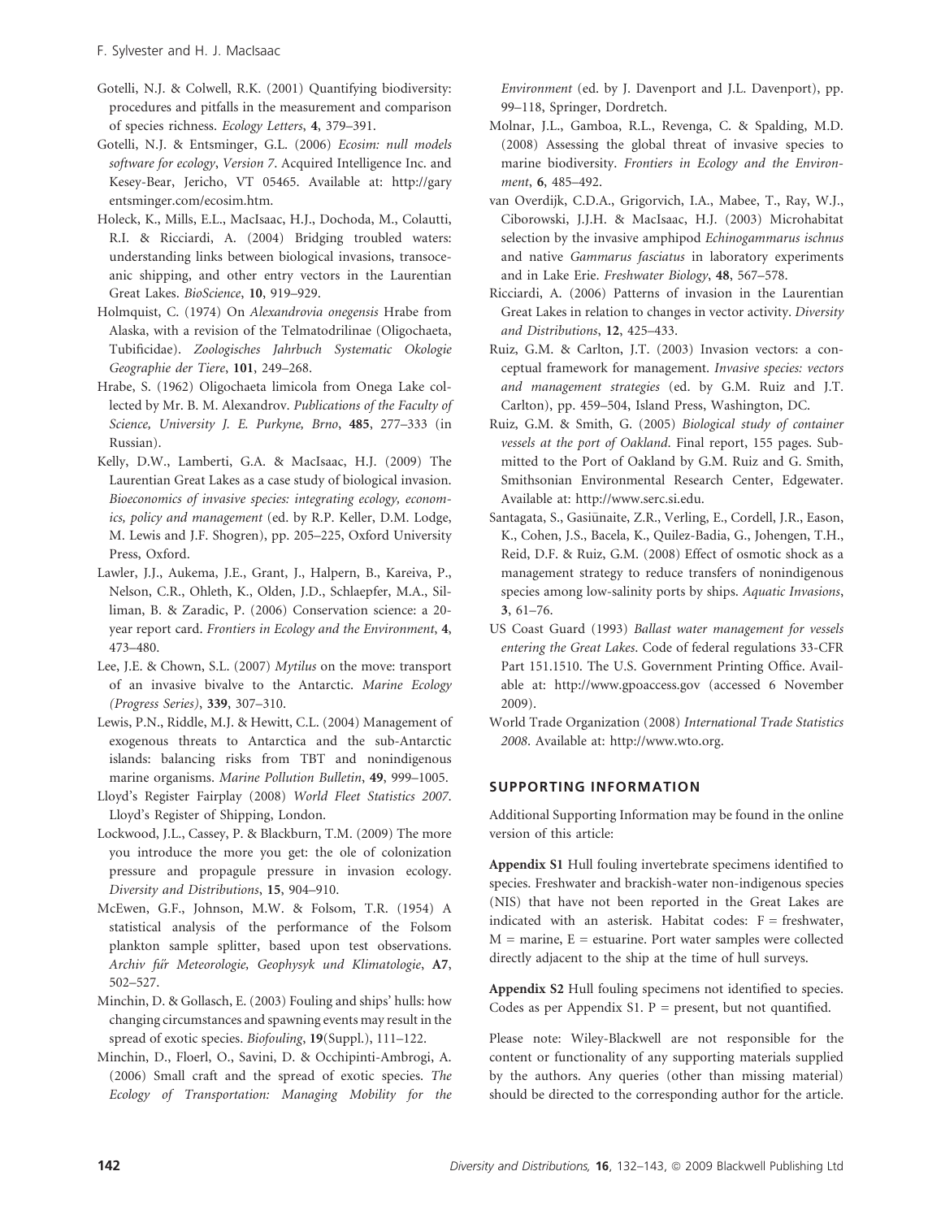Gotelli, N.J. & Colwell, R.K. (2001) Quantifying biodiversity: procedures and pitfalls in the measurement and comparison of species richness. *Ecology Letters*, **4**, 379–391.

Gotelli, N.J. & Entsminger, G.L. (2006) *Ecosim: null models software for ecology*, *Version 7*. Acquired Intelligence Inc. and Kesey-Bear, Jericho, VT 05465. Available at: http://garyentsminger.com/ecosim.htm.

Holeck, K., Mills, E.L., MacIsaac, H.J., Dochoda, M., Colautti, R.I. & Ricciardi, A. (2004) Bridging troubled waters: understanding links between biological invasions, transoceanic shipping, and other entry vectors in the Laurentian Great Lakes. *BioScience*, **10**, 919–929.

Holmquist, C. (1974) On *Alexandrovia onegensis* Hrabe from Alaska, with a revision of the Telmatodrilinae (Oligochaeta, Tubificidae). *Zoologisches Jahrbuch Systematic Okologie Geographie der Tiere*, **101**, 249–268.

Hrabe, S. (1962) Oligochaeta limicola from Onega Lake collected by Mr. B. M. Alexandrov. *Publications of the Faculty of Science, University J. E. Purkyne, Brno*, **485**, 277–333 (in Russian).

Kelly, D.W., Lamberti, G.A. & MacIsaac, H.J. (2009) The Laurentian Great Lakes as a case study of biological invasion. *Bioeconomics of invasive species: integrating ecology, economics, policy and management* (ed. by R.P. Keller, D.M. Lodge, M. Lewis and J.F. Shogren), pp. 205–225, Oxford University Press, Oxford.

Lawler, J.J., Aukema, J.E., Grant, J., Halpern, B., Kareiva, P., Nelson, C.R., Ohleth, K., Olden, J.D., Schlaepfer, M.A., Silliman, B. & Zaradic, P. (2006) Conservation science: a 20-year report card. *Frontiers in Ecology and the Environment*, **4**, 473–480.

Lee, J.E. & Chown, S.L. (2007) *Mytilus* on the move: transport of an invasive bivalve to the Antarctic. *Marine Ecology (Progress Series)*, **339**, 307–310.

Lewis, P.N., Riddle, M.J. & Hewitt, C.L. (2004) Management of exogenous threats to Antarctica and the sub-Antarctic islands: balancing risks from TBT and nonindigenous marine organisms. *Marine Pollution Bulletin*, **49**, 999–1005.

Lloyd's Register Fairplay (2008) *World Fleet Statistics 2007*. Lloyd's Register of Shipping, London.

Lockwood, J.L., Cassey, P. & Blackburn, T.M. (2009) The more you introduce the more you get: the ole of colonization pressure and propagule pressure in invasion ecology. *Diversity and Distributions*, **15**, 904–910.

McEwen, G.F., Johnson, M.W. & Folsom, T.R. (1954) A statistical analysis of the performance of the Folsom plankton sample splitter, based upon test observations. *Archiv fűr Meteorologie, Geophysyk und Klimatologie*, **A7**, 502–527.

Minchin, D. & Gollasch, E. (2003) Fouling and ships' hulls: how changing circumstances and spawning events may result in the spread of exotic species. *Biofouling*, **19**(Suppl.), 111–122.

Minchin, D., Floerl, O., Savini, D. & Occhipinti-Ambrogi, A. (2006) Small craft and the spread of exotic species. *The Ecology of Transportation: Managing Mobility for the Environment* (ed. by J. Davenport and J.L. Davenport), pp. 99–118, Springer, Dordretch.

Molnar, J.L., Gamboa, R.L., Revenga, C. & Spalding, M.D. (2008) Assessing the global threat of invasive species to marine biodiversity. *Frontiers in Ecology and the Environment*, **6**, 485–492.

van Overdijk, C.D.A., Grigorvich, I.A., Mabee, T., Ray, W.J., Ciborowski, J.J.H. & MacIsaac, H.J. (2003) Microhabitat selection by the invasive amphipod *Echinogammarus ischnus* and native *Gammarus fasciatus* in laboratory experiments and in Lake Erie. *Freshwater Biology*, **48**, 567–578.

Ricciardi, A. (2006) Patterns of invasion in the Laurentian Great Lakes in relation to changes in vector activity. *Diversity and Distributions*, **12**, 425–433.

Ruiz, G.M. & Carlton, J.T. (2003) Invasion vectors: a conceptual framework for management. *Invasive species: vectors and management strategies* (ed. by G.M. Ruiz and J.T. Carlton), pp. 459–504, Island Press, Washington, DC.

Ruiz, G.M. & Smith, G. (2005) *Biological study of container vessels at the port of Oakland*. Final report, 155 pages. Submitted to the Port of Oakland by G.M. Ruiz and G. Smith, Smithsonian Environmental Research Center, Edgewater. Available at: http://www.serc.si.edu.

Santagata, S., Gasiūnaite, Z.R., Verling, E., Cordell, J.R., Eason, K., Cohen, J.S., Bacela, K., Quilez-Badia, G., Johengen, T.H., Reid, D.F. & Ruiz, G.M. (2008) Effect of osmotic shock as a management strategy to reduce transfers of nonindigenous species among low-salinity ports by ships. *Aquatic Invasions*, **3**, 61–76.

US Coast Guard (1993) *Ballast water management for vessels entering the Great Lakes*. Code of federal regulations 33-CFR Part 151.1510. The U.S. Government Printing Office. Available at: http://www.gpoaccess.gov (accessed 6 November 2009).

World Trade Organization (2008) *International Trade Statistics 2008*. Available at: http://www.wto.org.

## SUPPORTING INFORMATION

Additional Supporting Information may be found in the online version of this article:

**Appendix S1** Hull fouling invertebrate specimens identified to species. Freshwater and brackish-water non-indigenous species (NIS) that have not been reported in the Great Lakes are indicated with an asterisk. Habitat codes: F = freshwater, M = marine, E = estuarine. Port water samples were collected directly adjacent to the ship at the time of hull surveys.

**Appendix S2** Hull fouling specimens not identified to species. Codes as per Appendix S1. P = present, but not quantified.

Please note: Wiley-Blackwell are not responsible for the content or functionality of any supporting materials supplied by the authors. Any queries (other than missing material) should be directed to the corresponding author for the article.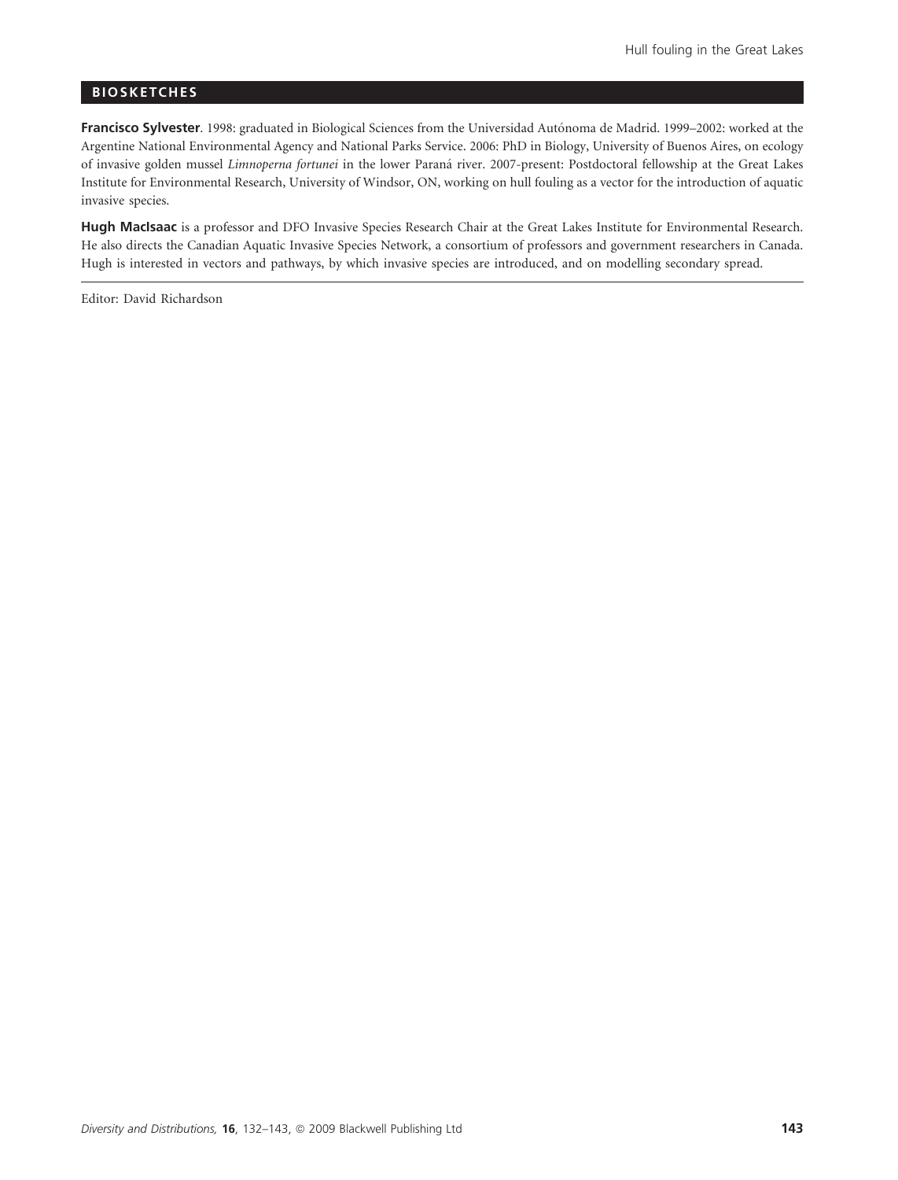## BIOSKETCHES

**Francisco Sylvester**. 1998: graduated in Biological Sciences from the Universidad Autónoma de Madrid. 1999–2002: worked at the Argentine National Environmental Agency and National Parks Service. 2006: PhD in Biology, University of Buenos Aires, on ecology of invasive golden mussel *Limnoperna fortunei* in the lower Paraná river. 2007-present: Postdoctoral fellowship at the Great Lakes Institute for Environmental Research, University of Windsor, ON, working on hull fouling as a vector for the introduction of aquatic invasive species.

**Hugh MacIsaac** is a professor and DFO Invasive Species Research Chair at the Great Lakes Institute for Environmental Research. He also directs the Canadian Aquatic Invasive Species Network, a consortium of professors and government researchers in Canada. Hugh is interested in vectors and pathways, by which invasive species are introduced, and on modelling secondary spread.

Editor: David Richardson